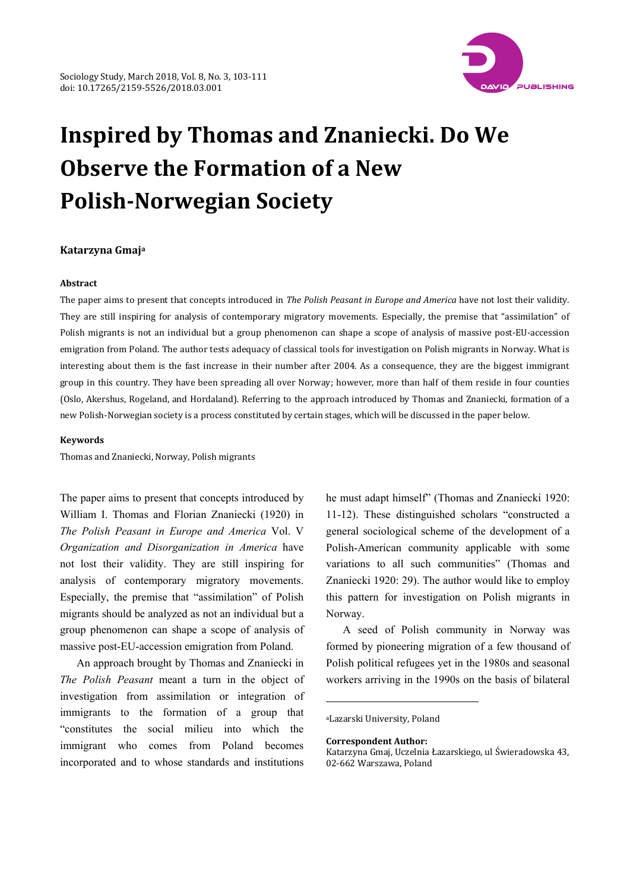# Inspired by Thomas and Znaniecki. Do We Observe the Formation of a New Polish-Norwegian Society

**Katarzyna Gmaj**[a]

**Abstract**

The paper aims to present that concepts introduced in *The Polish Peasant in Europe and America* have not lost their validity. They are still inspiring for analysis of contemporary migratory movements. Especially, the premise that "assimilation" of Polish migrants is not an individual but a group phenomenon can shape a scope of analysis of massive post-EU-accession emigration from Poland. The author tests adequacy of classical tools for investigation on Polish migrants in Norway. What is interesting about them is the fast increase in their number after 2004. As a consequence, they are the biggest immigrant group in this country. They have been spreading all over Norway; however, more than half of them reside in four counties (Oslo, Akershus, Rogeland, and Hordaland). Referring to the approach introduced by Thomas and Znaniecki, formation of a new Polish-Norwegian society is a process constituted by certain stages, which will be discussed in the paper below.

**Keywords**

Thomas and Znaniecki, Norway, Polish migrants

The paper aims to present that concepts introduced by William I. Thomas and Florian Znaniecki (1920) in *The Polish Peasant in Europe and America* Vol. V *Organization and Disorganization in America* have not lost their validity. They are still inspiring for analysis of contemporary migratory movements. Especially, the premise that "assimilation" of Polish migrants should be analyzed as not an individual but a group phenomenon can shape a scope of analysis of massive post-EU-accession emigration from Poland.

An approach brought by Thomas and Znaniecki in *The Polish Peasant* meant a turn in the object of investigation from assimilation or integration of immigrants to the formation of a group that "constitutes the social milieu into which the immigrant who comes from Poland becomes incorporated and to whose standards and institutions he must adapt himself" (Thomas and Znaniecki 1920: 11-12). These distinguished scholars "constructed a general sociological scheme of the development of a Polish-American community applicable with some variations to all such communities" (Thomas and Znaniecki 1920: 29). The author would like to employ this pattern for investigation on Polish migrants in Norway.

A seed of Polish community in Norway was formed by pioneering migration of a few thousand of Polish political refugees yet in the 1980s and seasonal workers arriving in the 1990s on the basis of bilateral

---

[a]Lazarski University, Poland

**Correspondent Author:**
Katarzyna Gmaj, Uczelnia Łazarskiego, ul Świeradowska 43, 02-662 Warszawa, Poland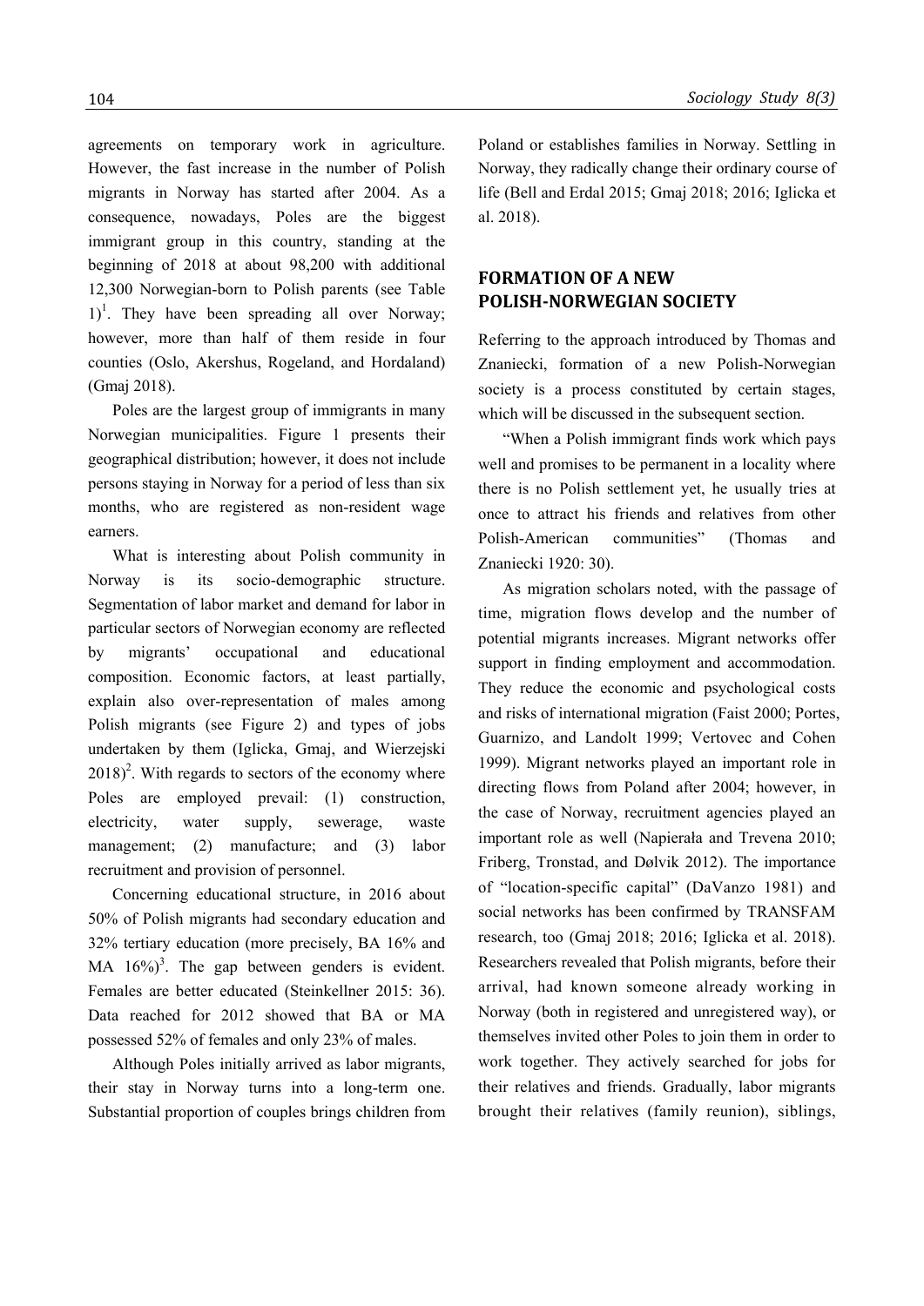agreements on temporary work in agriculture. However, the fast increase in the number of Polish migrants in Norway has started after 2004. As a consequence, nowadays, Poles are the biggest immigrant group in this country, standing at the beginning of 2018 at about 98,200 with additional 12,300 Norwegian-born to Polish parents (see Table 1)[1]. They have been spreading all over Norway; however, more than half of them reside in four counties (Oslo, Akershus, Rogeland, and Hordaland) (Gmaj 2018).

Poles are the largest group of immigrants in many Norwegian municipalities. Figure 1 presents their geographical distribution; however, it does not include persons staying in Norway for a period of less than six months, who are registered as non-resident wage earners.

What is interesting about Polish community in Norway is its socio-demographic structure. Segmentation of labor market and demand for labor in particular sectors of Norwegian economy are reflected by migrants' occupational and educational composition. Economic factors, at least partially, explain also over-representation of males among Polish migrants (see Figure 2) and types of jobs undertaken by them (Iglicka, Gmaj, and Wierzejski 2018)[2]. With regards to sectors of the economy where Poles are employed prevail: (1) construction, electricity, water supply, sewerage, waste management; (2) manufacture; and (3) labor recruitment and provision of personnel.

Concerning educational structure, in 2016 about 50% of Polish migrants had secondary education and 32% tertiary education (more precisely, BA 16% and MA 16%)[3]. The gap between genders is evident. Females are better educated (Steinkellner 2015: 36). Data reached for 2012 showed that BA or MA possessed 52% of females and only 23% of males.

Although Poles initially arrived as labor migrants, their stay in Norway turns into a long-term one. Substantial proportion of couples brings children from Poland or establishes families in Norway. Settling in Norway, they radically change their ordinary course of life (Bell and Erdal 2015; Gmaj 2018; 2016; Iglicka et al. 2018).

## FORMATION OF A NEW POLISH-NORWEGIAN SOCIETY

Referring to the approach introduced by Thomas and Znaniecki, formation of a new Polish-Norwegian society is a process constituted by certain stages, which will be discussed in the subsequent section.

"When a Polish immigrant finds work which pays well and promises to be permanent in a locality where there is no Polish settlement yet, he usually tries at once to attract his friends and relatives from other Polish-American communities" (Thomas and Znaniecki 1920: 30).

As migration scholars noted, with the passage of time, migration flows develop and the number of potential migrants increases. Migrant networks offer support in finding employment and accommodation. They reduce the economic and psychological costs and risks of international migration (Faist 2000; Portes, Guarnizo, and Landolt 1999; Vertovec and Cohen 1999). Migrant networks played an important role in directing flows from Poland after 2004; however, in the case of Norway, recruitment agencies played an important role as well (Napierała and Trevena 2010; Friberg, Tronstad, and Dølvik 2012). The importance of "location-specific capital" (DaVanzo 1981) and social networks has been confirmed by TRANSFAM research, too (Gmaj 2018; 2016; Iglicka et al. 2018). Researchers revealed that Polish migrants, before their arrival, had known someone already working in Norway (both in registered and unregistered way), or themselves invited other Poles to join them in order to work together. They actively searched for jobs for their relatives and friends. Gradually, labor migrants brought their relatives (family reunion), siblings,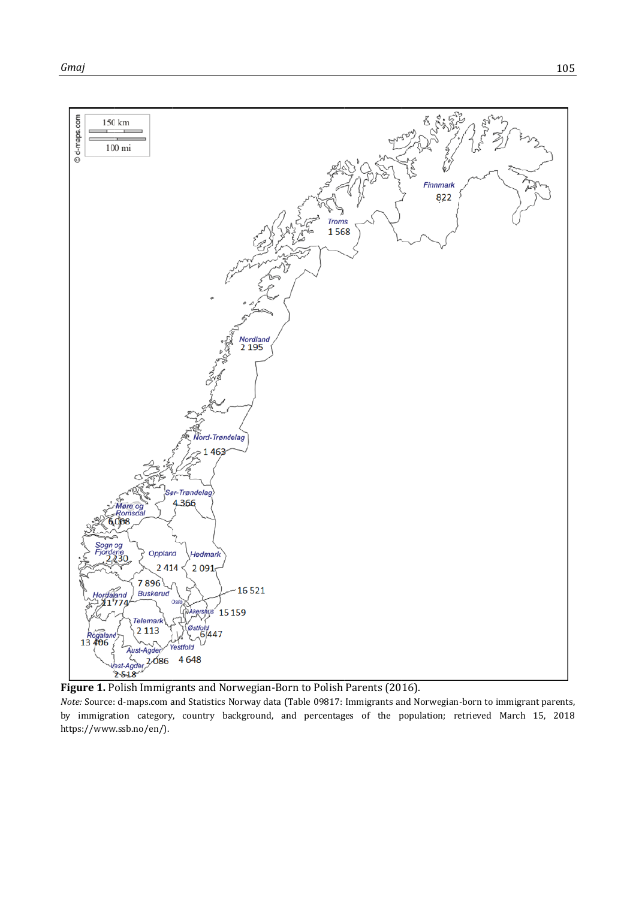**Figure 1.** Polish Immigrants and Norwegian-Born to Polish Parents (2016).

*Note:* Source: d-maps.com and Statistics Norway data (Table 09817: Immigrants and Norwegian-born to immigrant parents, by immigration category, country background, and percentages of the population; retrieved March 15, 2018 https://www.ssb.no/en/).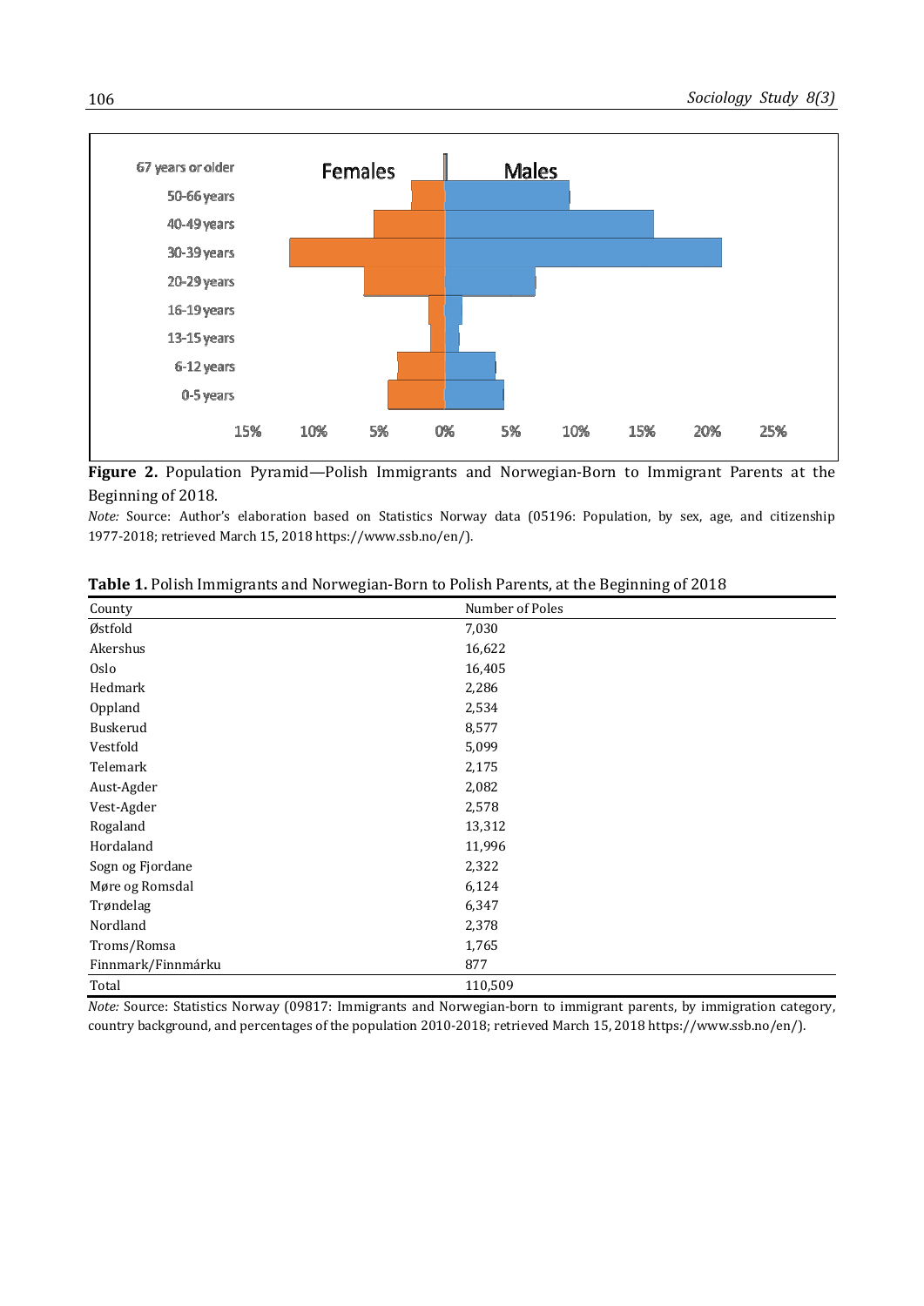**Figure 2.** Population Pyramid—Polish Immigrants and Norwegian-Born to Immigrant Parents at the Beginning of 2018.

*Note:* Source: Author's elaboration based on Statistics Norway data (05196: Population, by sex, age, and citizenship 1977-2018; retrieved March 15, 2018 https://www.ssb.no/en/).

**Table 1.** Polish Immigrants and Norwegian-Born to Polish Parents, at the Beginning of 2018

| County | Number of Poles |
|---|---|
| Østfold | 7,030 |
| Akershus | 16,622 |
| Oslo | 16,405 |
| Hedmark | 2,286 |
| Oppland | 2,534 |
| Buskerud | 8,577 |
| Vestfold | 5,099 |
| Telemark | 2,175 |
| Aust-Agder | 2,082 |
| Vest-Agder | 2,578 |
| Rogaland | 13,312 |
| Hordaland | 11,996 |
| Sogn og Fjordane | 2,322 |
| Møre og Romsdal | 6,124 |
| Trøndelag | 6,347 |
| Nordland | 2,378 |
| Troms/Romsa | 1,765 |
| Finnmark/Finnmárku | 877 |
| Total | 110,509 |

*Note:* Source: Statistics Norway (09817: Immigrants and Norwegian-born to immigrant parents, by immigration category, country background, and percentages of the population 2010-2018; retrieved March 15, 2018 https://www.ssb.no/en/).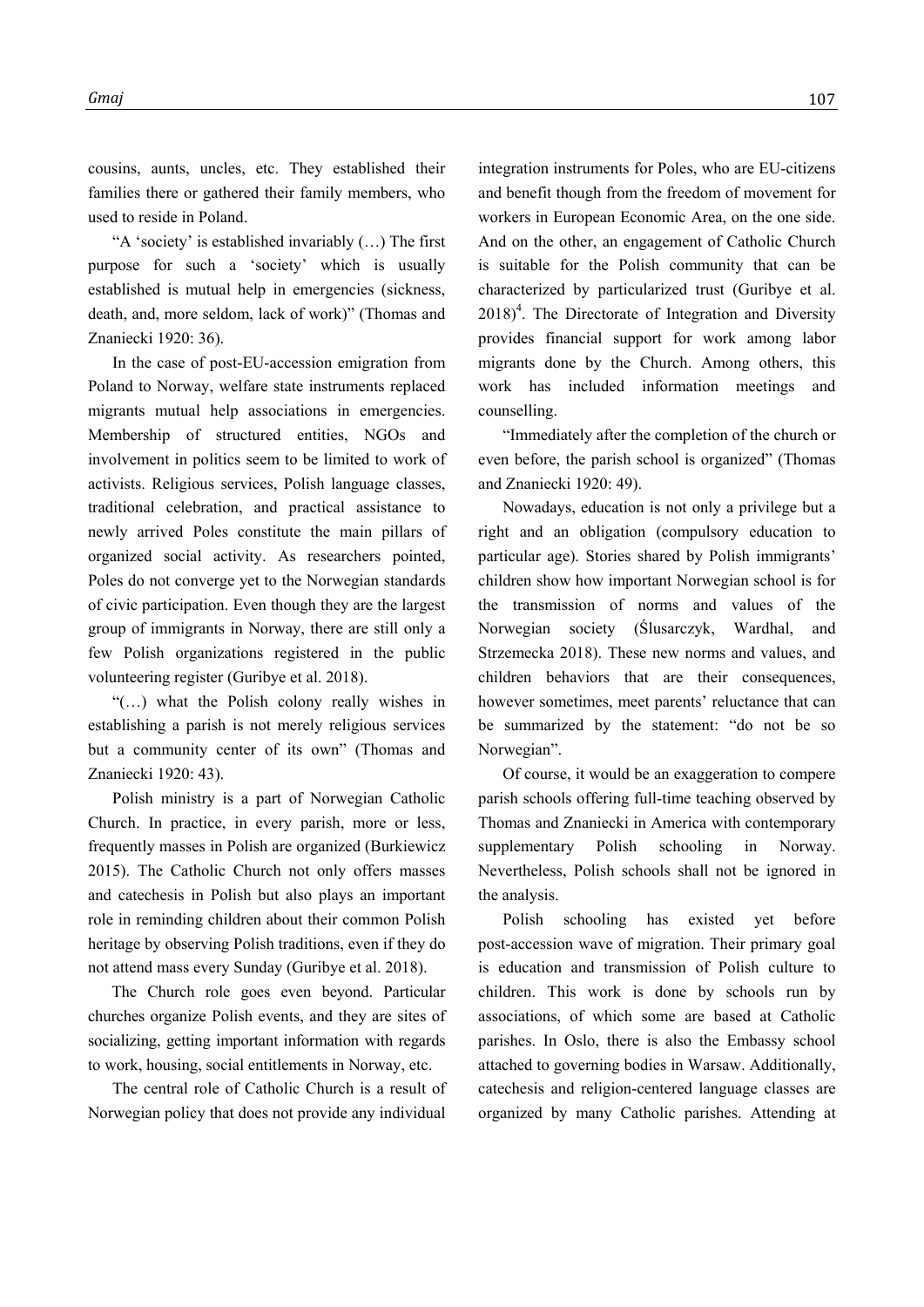cousins, aunts, uncles, etc. They established their families there or gathered their family members, who used to reside in Poland.

"A 'society' is established invariably (…) The first purpose for such a 'society' which is usually established is mutual help in emergencies (sickness, death, and, more seldom, lack of work)" (Thomas and Znaniecki 1920: 36).

In the case of post-EU-accession emigration from Poland to Norway, welfare state instruments replaced migrants mutual help associations in emergencies. Membership of structured entities, NGOs and involvement in politics seem to be limited to work of activists. Religious services, Polish language classes, traditional celebration, and practical assistance to newly arrived Poles constitute the main pillars of organized social activity. As researchers pointed, Poles do not converge yet to the Norwegian standards of civic participation. Even though they are the largest group of immigrants in Norway, there are still only a few Polish organizations registered in the public volunteering register (Guribye et al. 2018).

"(…) what the Polish colony really wishes in establishing a parish is not merely religious services but a community center of its own" (Thomas and Znaniecki 1920: 43).

Polish ministry is a part of Norwegian Catholic Church. In practice, in every parish, more or less, frequently masses in Polish are organized (Burkiewicz 2015). The Catholic Church not only offers masses and catechesis in Polish but also plays an important role in reminding children about their common Polish heritage by observing Polish traditions, even if they do not attend mass every Sunday (Guribye et al. 2018).

The Church role goes even beyond. Particular churches organize Polish events, and they are sites of socializing, getting important information with regards to work, housing, social entitlements in Norway, etc.

The central role of Catholic Church is a result of Norwegian policy that does not provide any individual integration instruments for Poles, who are EU-citizens and benefit though from the freedom of movement for workers in European Economic Area, on the one side. And on the other, an engagement of Catholic Church is suitable for the Polish community that can be characterized by particularized trust (Guribye et al. 2018)[4]. The Directorate of Integration and Diversity provides financial support for work among labor migrants done by the Church. Among others, this work has included information meetings and counselling.

"Immediately after the completion of the church or even before, the parish school is organized" (Thomas and Znaniecki 1920: 49).

Nowadays, education is not only a privilege but a right and an obligation (compulsory education to particular age). Stories shared by Polish immigrants' children show how important Norwegian school is for the transmission of norms and values of the Norwegian society (Ślusarczyk, Wardhal, and Strzemecka 2018). These new norms and values, and children behaviors that are their consequences, however sometimes, meet parents' reluctance that can be summarized by the statement: "do not be so Norwegian".

Of course, it would be an exaggeration to compere parish schools offering full-time teaching observed by Thomas and Znaniecki in America with contemporary supplementary Polish schooling in Norway. Nevertheless, Polish schools shall not be ignored in the analysis.

Polish schooling has existed yet before post-accession wave of migration. Their primary goal is education and transmission of Polish culture to children. This work is done by schools run by associations, of which some are based at Catholic parishes. In Oslo, there is also the Embassy school attached to governing bodies in Warsaw. Additionally, catechesis and religion-centered language classes are organized by many Catholic parishes. Attending at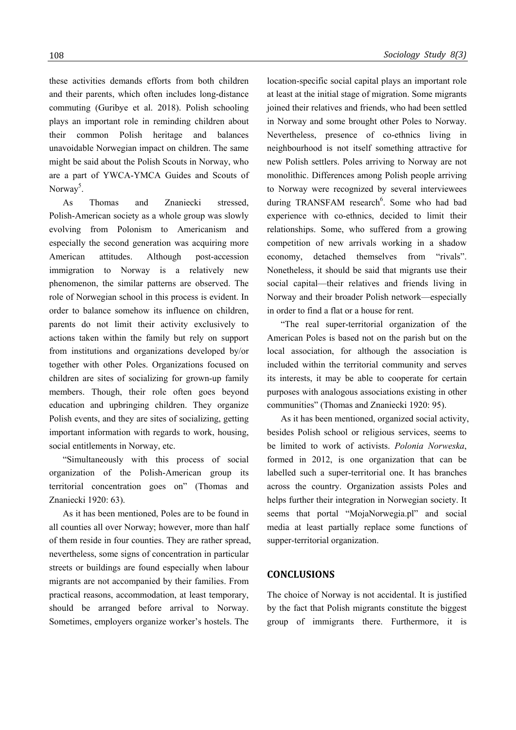these activities demands efforts from both children and their parents, which often includes long-distance commuting (Guribye et al. 2018). Polish schooling plays an important role in reminding children about their common Polish heritage and balances unavoidable Norwegian impact on children. The same might be said about the Polish Scouts in Norway, who are a part of YWCA-YMCA Guides and Scouts of Norway[5].

As Thomas and Znaniecki stressed, Polish-American society as a whole group was slowly evolving from Polonism to Americanism and especially the second generation was acquiring more American attitudes. Although post-accession immigration to Norway is a relatively new phenomenon, the similar patterns are observed. The role of Norwegian school in this process is evident. In order to balance somehow its influence on children, parents do not limit their activity exclusively to actions taken within the family but rely on support from institutions and organizations developed by/or together with other Poles. Organizations focused on children are sites of socializing for grown-up family members. Though, their role often goes beyond education and upbringing children. They organize Polish events, and they are sites of socializing, getting important information with regards to work, housing, social entitlements in Norway, etc.

"Simultaneously with this process of social organization of the Polish-American group its territorial concentration goes on" (Thomas and Znaniecki 1920: 63).

As it has been mentioned, Poles are to be found in all counties all over Norway; however, more than half of them reside in four counties. They are rather spread, nevertheless, some signs of concentration in particular streets or buildings are found especially when labour migrants are not accompanied by their families. From practical reasons, accommodation, at least temporary, should be arranged before arrival to Norway. Sometimes, employers organize worker's hostels. The location-specific social capital plays an important role at least at the initial stage of migration. Some migrants joined their relatives and friends, who had been settled in Norway and some brought other Poles to Norway. Nevertheless, presence of co-ethnics living in neighbourhood is not itself something attractive for new Polish settlers. Poles arriving to Norway are not monolithic. Differences among Polish people arriving to Norway were recognized by several interviewees during TRANSFAM research[6]. Some who had bad experience with co-ethnics, decided to limit their relationships. Some, who suffered from a growing competition of new arrivals working in a shadow economy, detached themselves from "rivals". Nonetheless, it should be said that migrants use their social capital—their relatives and friends living in Norway and their broader Polish network—especially in order to find a flat or a house for rent.

"The real super-territorial organization of the American Poles is based not on the parish but on the local association, for although the association is included within the territorial community and serves its interests, it may be able to cooperate for certain purposes with analogous associations existing in other communities" (Thomas and Znaniecki 1920: 95).

As it has been mentioned, organized social activity, besides Polish school or religious services, seems to be limited to work of activists. *Polonia Norweska*, formed in 2012, is one organization that can be labelled such a super-territorial one. It has branches across the country. Organization assists Poles and helps further their integration in Norwegian society. It seems that portal "MojaNorwegia.pl" and social media at least partially replace some functions of supper-territorial organization.

## CONCLUSIONS

The choice of Norway is not accidental. It is justified by the fact that Polish migrants constitute the biggest group of immigrants there. Furthermore, it is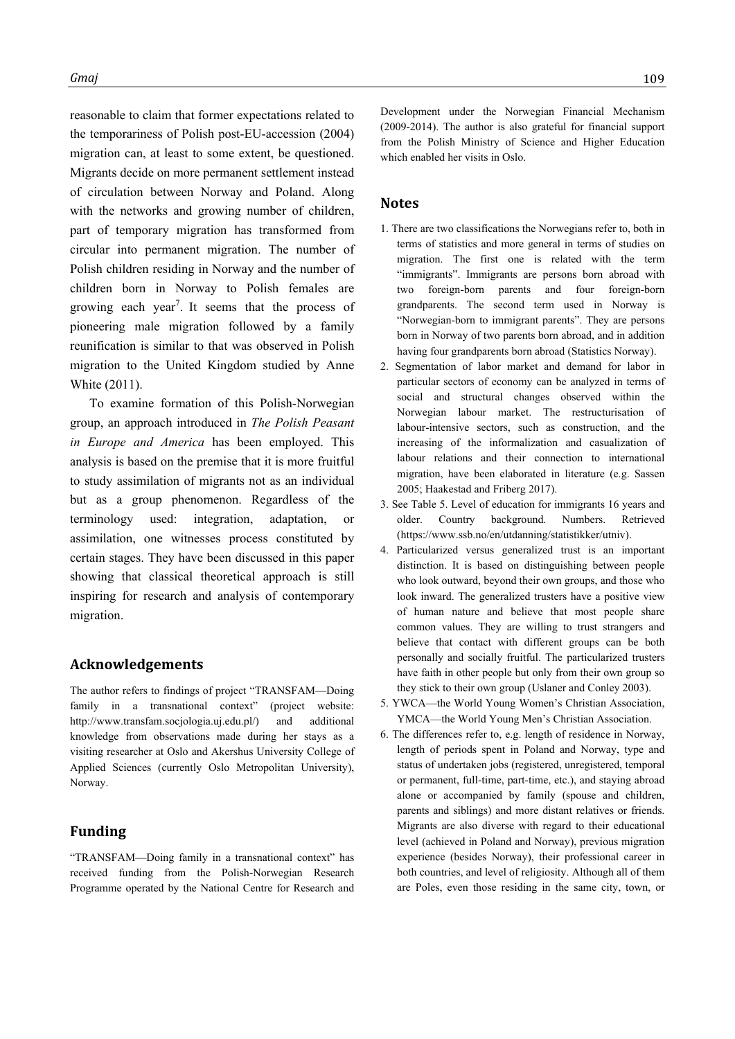reasonable to claim that former expectations related to the temporariness of Polish post-EU-accession (2004) migration can, at least to some extent, be questioned. Migrants decide on more permanent settlement instead of circulation between Norway and Poland. Along with the networks and growing number of children, part of temporary migration has transformed from circular into permanent migration. The number of Polish children residing in Norway and the number of children born in Norway to Polish females are growing each year[7]. It seems that the process of pioneering male migration followed by a family reunification is similar to that was observed in Polish migration to the United Kingdom studied by Anne White (2011).

To examine formation of this Polish-Norwegian group, an approach introduced in *The Polish Peasant in Europe and America* has been employed. This analysis is based on the premise that it is more fruitful to study assimilation of migrants not as an individual but as a group phenomenon. Regardless of the terminology used: integration, adaptation, or assimilation, one witnesses process constituted by certain stages. They have been discussed in this paper showing that classical theoretical approach is still inspiring for research and analysis of contemporary migration.

## Acknowledgements

The author refers to findings of project "TRANSFAM—Doing family in a transnational context" (project website: http://www.transfam.socjologia.uj.edu.pl/) and additional knowledge from observations made during her stays as a visiting researcher at Oslo and Akershus University College of Applied Sciences (currently Oslo Metropolitan University), Norway.

## Funding

"TRANSFAM—Doing family in a transnational context" has received funding from the Polish-Norwegian Research Programme operated by the National Centre for Research and Development under the Norwegian Financial Mechanism (2009-2014). The author is also grateful for financial support from the Polish Ministry of Science and Higher Education which enabled her visits in Oslo.

## Notes

1. There are two classifications the Norwegians refer to, both in terms of statistics and more general in terms of studies on migration. The first one is related with the term "immigrants". Immigrants are persons born abroad with two foreign-born parents and four foreign-born grandparents. The second term used in Norway is "Norwegian-born to immigrant parents". They are persons born in Norway of two parents born abroad, and in addition having four grandparents born abroad (Statistics Norway).
2. Segmentation of labor market and demand for labor in particular sectors of economy can be analyzed in terms of social and structural changes observed within the Norwegian labour market. The restructurisation of labour-intensive sectors, such as construction, and the increasing of the informalization and casualization of labour relations and their connection to international migration, have been elaborated in literature (e.g. Sassen 2005; Haakestad and Friberg 2017).
3. See Table 5. Level of education for immigrants 16 years and older. Country background. Numbers. Retrieved (https://www.ssb.no/en/utdanning/statistikker/utniv).
4. Particularized versus generalized trust is an important distinction. It is based on distinguishing between people who look outward, beyond their own groups, and those who look inward. The generalized trusters have a positive view of human nature and believe that most people share common values. They are willing to trust strangers and believe that contact with different groups can be both personally and socially fruitful. The particularized trusters have faith in other people but only from their own group so they stick to their own group (Uslaner and Conley 2003).
5. YWCA—the World Young Women's Christian Association, YMCA—the World Young Men's Christian Association.
6. The differences refer to, e.g. length of residence in Norway, length of periods spent in Poland and Norway, type and status of undertaken jobs (registered, unregistered, temporal or permanent, full-time, part-time, etc.), and staying abroad alone or accompanied by family (spouse and children, parents and siblings) and more distant relatives or friends. Migrants are also diverse with regard to their educational level (achieved in Poland and Norway), previous migration experience (besides Norway), their professional career in both countries, and level of religiosity. Although all of them are Poles, even those residing in the same city, town, or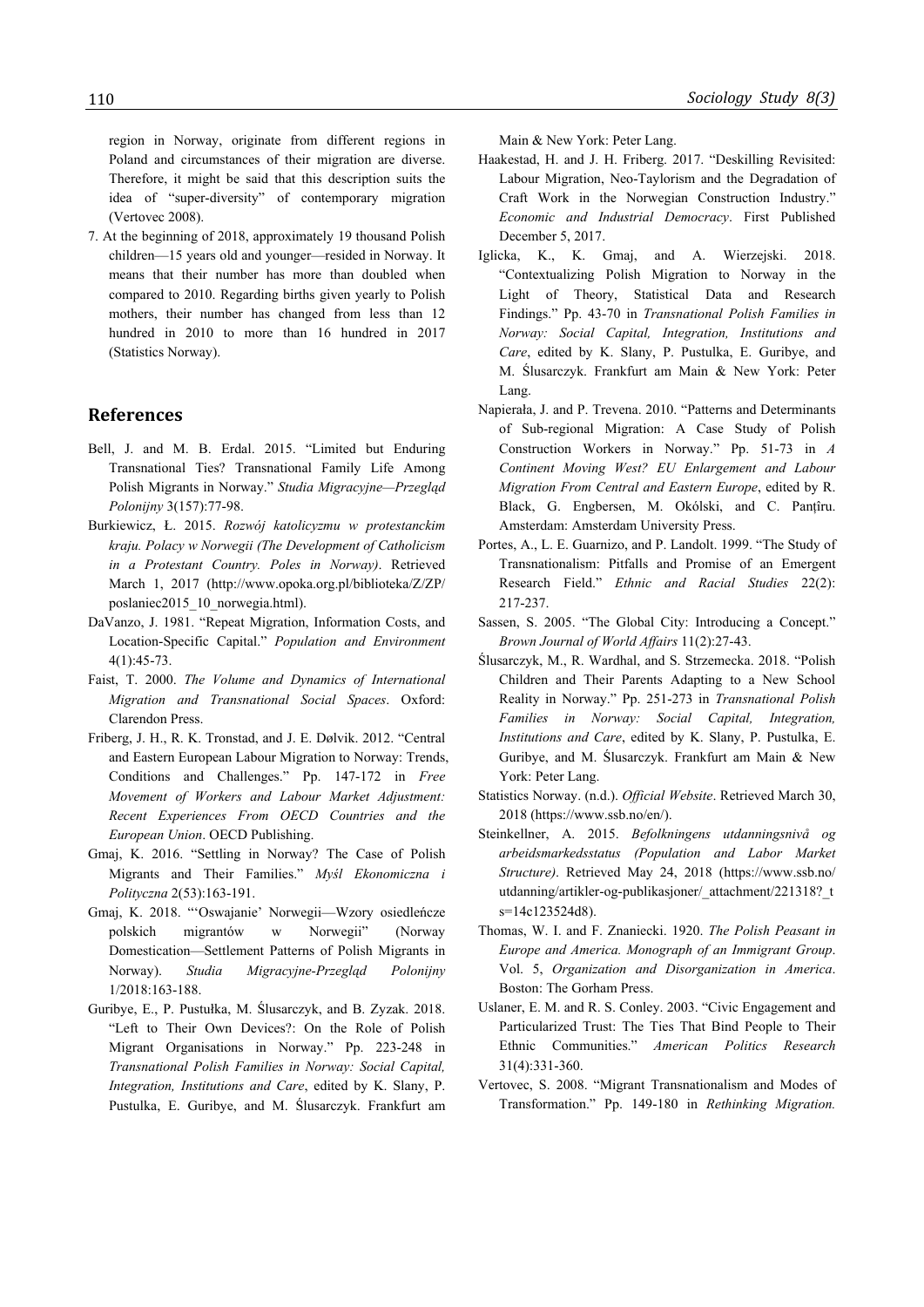region in Norway, originate from different regions in Poland and circumstances of their migration are diverse. Therefore, it might be said that this description suits the idea of "super-diversity" of contemporary migration (Vertovec 2008).

7. At the beginning of 2018, approximately 19 thousand Polish children—15 years old and younger—resided in Norway. It means that their number has more than doubled when compared to 2010. Regarding births given yearly to Polish mothers, their number has changed from less than 12 hundred in 2010 to more than 16 hundred in 2017 (Statistics Norway).

## References

Bell, J. and M. B. Erdal. 2015. "Limited but Enduring Transnational Ties? Transnational Family Life Among Polish Migrants in Norway." *Studia Migracyjne—Przegląd Polonijny* 3(157):77-98.

Burkiewicz, Ł. 2015. *Rozwój katolicyzmu w protestanckim kraju. Polacy w Norwegii (The Development of Catholicism in a Protestant Country. Poles in Norway)*. Retrieved March 1, 2017 (http://www.opoka.org.pl/biblioteka/Z/ZP/poslaniec2015_10_norwegia.html).

DaVanzo, J. 1981. "Repeat Migration, Information Costs, and Location-Specific Capital." *Population and Environment* 4(1):45-73.

Faist, T. 2000. *The Volume and Dynamics of International Migration and Transnational Social Spaces*. Oxford: Clarendon Press.

Friberg, J. H., R. K. Tronstad, and J. E. Dølvik. 2012. "Central and Eastern European Labour Migration to Norway: Trends, Conditions and Challenges." Pp. 147-172 in *Free Movement of Workers and Labour Market Adjustment: Recent Experiences From OECD Countries and the European Union*. OECD Publishing.

Gmaj, K. 2016. "Settling in Norway? The Case of Polish Migrants and Their Families." *Myśl Ekonomiczna i Polityczna* 2(53):163-191.

Gmaj, K. 2018. "'Oswajanie' Norwegii—Wzory osiedleńcze polskich migrantów w Norwegii" (Norway Domestication—Settlement Patterns of Polish Migrants in Norway). *Studia Migracyjne-Przegląd Polonijny* 1/2018:163-188.

Guribye, E., P. Pustułka, M. Ślusarczyk, and B. Zyzak. 2018. "Left to Their Own Devices?: On the Role of Polish Migrant Organisations in Norway." Pp. 223-248 in *Transnational Polish Families in Norway: Social Capital, Integration, Institutions and Care*, edited by K. Slany, P. Pustulka, E. Guribye, and M. Ślusarczyk. Frankfurt am Main & New York: Peter Lang.

Haakestad, H. and J. H. Friberg. 2017. "Deskilling Revisited: Labour Migration, Neo-Taylorism and the Degradation of Craft Work in the Norwegian Construction Industry." *Economic and Industrial Democracy*. First Published December 5, 2017.

Iglicka, K., K. Gmaj, and A. Wierzejski. 2018. "Contextualizing Polish Migration to Norway in the Light of Theory, Statistical Data and Research Findings." Pp. 43-70 in *Transnational Polish Families in Norway: Social Capital, Integration, Institutions and Care*, edited by K. Slany, P. Pustulka, E. Guribye, and M. Ślusarczyk. Frankfurt am Main & New York: Peter Lang.

Napierała, J. and P. Trevena. 2010. "Patterns and Determinants of Sub-regional Migration: A Case Study of Polish Construction Workers in Norway." Pp. 51-73 in *A Continent Moving West? EU Enlargement and Labour Migration From Central and Eastern Europe*, edited by R. Black, G. Engbersen, M. Okólski, and C. Panțîru. Amsterdam: Amsterdam University Press.

Portes, A., L. E. Guarnizo, and P. Landolt. 1999. "The Study of Transnationalism: Pitfalls and Promise of an Emergent Research Field." *Ethnic and Racial Studies* 22(2): 217-237.

Sassen, S. 2005. "The Global City: Introducing a Concept." *Brown Journal of World Affairs* 11(2):27-43.

Ślusarczyk, M., R. Wardhal, and S. Strzemecka. 2018. "Polish Children and Their Parents Adapting to a New School Reality in Norway." Pp. 251-273 in *Transnational Polish Families in Norway: Social Capital, Integration, Institutions and Care*, edited by K. Slany, P. Pustulka, E. Guribye, and M. Ślusarczyk. Frankfurt am Main & New York: Peter Lang.

Statistics Norway. (n.d.). *Official Website*. Retrieved March 30, 2018 (https://www.ssb.no/en/).

Steinkellner, A. 2015. *Befolkningens utdanningsnivå og arbeidsmarkedsstatus (Population and Labor Market Structure)*. Retrieved May 24, 2018 (https://www.ssb.no/utdanning/artikler-og-publikasjoner/_attachment/221318?_ts=14c123524d8).

Thomas, W. I. and F. Znaniecki. 1920. *The Polish Peasant in Europe and America. Monograph of an Immigrant Group*. Vol. 5, *Organization and Disorganization in America*. Boston: The Gorham Press.

Uslaner, E. M. and R. S. Conley. 2003. "Civic Engagement and Particularized Trust: The Ties That Bind People to Their Ethnic Communities." *American Politics Research* 31(4):331-360.

Vertovec, S. 2008. "Migrant Transnationalism and Modes of Transformation." Pp. 149-180 in *Rethinking Migration.*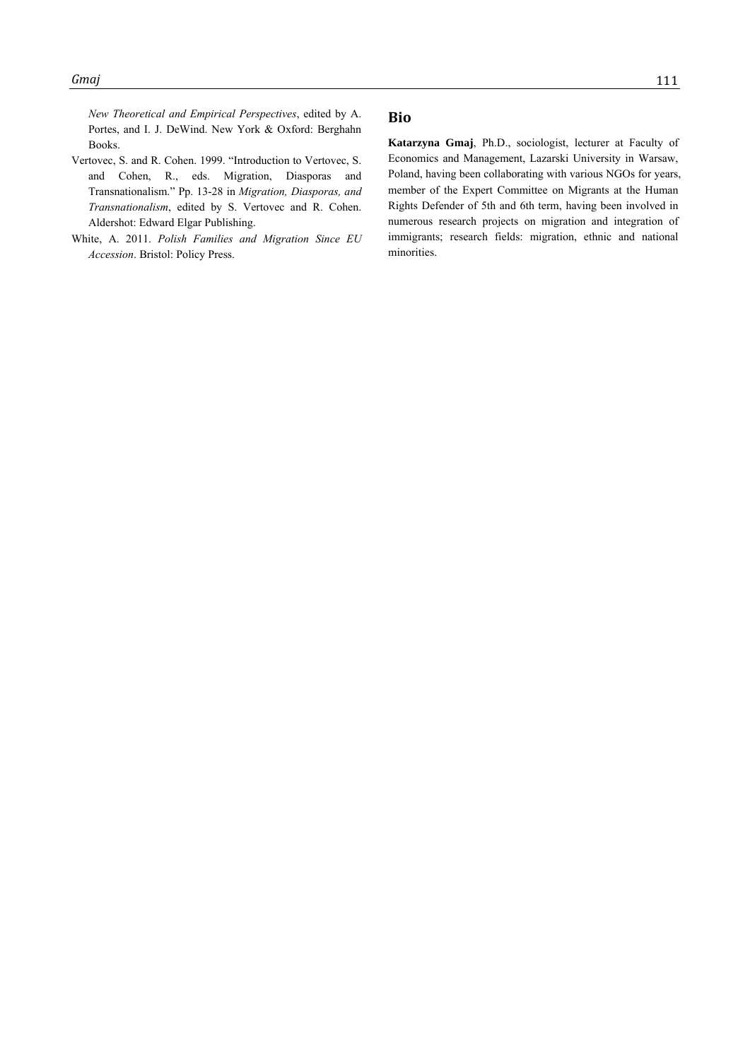*New Theoretical and Empirical Perspectives*, edited by A. Portes, and I. J. DeWind. New York & Oxford: Berghahn Books.

Vertovec, S. and R. Cohen. 1999. "Introduction to Vertovec, S. and Cohen, R., eds. Migration, Diasporas and Transnationalism." Pp. 13-28 in *Migration, Diasporas, and Transnationalism*, edited by S. Vertovec and R. Cohen. Aldershot: Edward Elgar Publishing.

White, A. 2011. *Polish Families and Migration Since EU Accession*. Bristol: Policy Press.

## Bio

**Katarzyna Gmaj**, Ph.D., sociologist, lecturer at Faculty of Economics and Management, Lazarski University in Warsaw, Poland, having been collaborating with various NGOs for years, member of the Expert Committee on Migrants at the Human Rights Defender of 5th and 6th term, having been involved in numerous research projects on migration and integration of immigrants; research fields: migration, ethnic and national minorities.